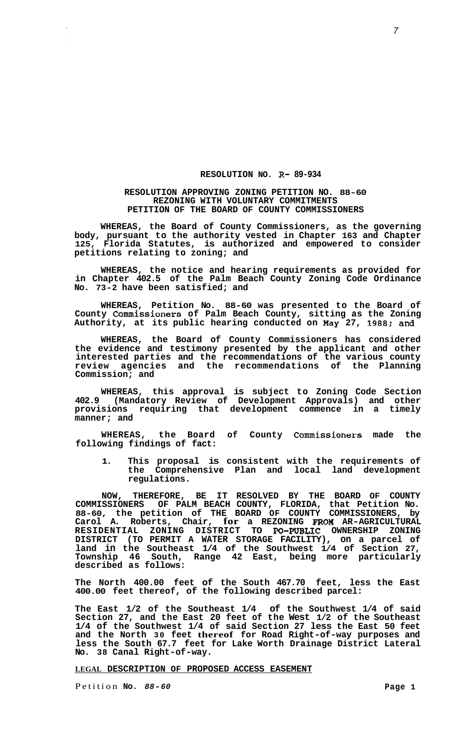**RESOLUTION NO. R- 89-934**

**RESOLUTION APPROVING ZONING PETITION NO. 88-60**
**REZONING WITH VOLUNTARY COMMITMENTS**
**PETITION OF THE BOARD OF COUNTY COMMISSIONERS**

**WHEREAS, the Board of County Commissioners, as the governing body, pursuant to the authority vested in Chapter 163 and Chapter 125, Florida Statutes, is authorized and empowered to consider petitions relating to zoning; and**

**WHEREAS, the notice and hearing requirements as provided for in Chapter 402.5 of the Palm Beach County Zoning Code Ordinance No. 73-2 have been satisfied; and**

**WHEREAS, Petition No. 88-60 was presented to the Board of County Commissioners of Palm Beach County, sitting as the Zoning Authority, at its public hearing conducted on May 27, 1988; and**

**WHEREAS, the Board of County Commissioners has considered the evidence and testimony presented by the applicant and other interested parties and the recommendations of the various county review agencies and the recommendations of the Planning Commission; and**

**WHEREAS, this approval is subject to Zoning Code Section 402.9 (Mandatory Review of Development Approvals) and other provisions requiring that development commence in a timely manner; and**

**WHEREAS, the Board of County Commissioners made the following findings of fact:**

1. **This proposal is consistent with the requirements of the Comprehensive Plan and local land development regulations.**

**NOW, THEREFORE, BE IT RESOLVED BY THE BOARD OF COUNTY COMMISSIONERS OF PALM BEACH COUNTY, FLORIDA, that Petition No. 88-60, the petition of THE BOARD OF COUNTY COMMISSIONERS, by Carol A. Roberts, Chair, for a REZONING FROM AR-AGRICULTURAL RESIDENTIAL ZONING DISTRICT TO PO-PUBLIC OWNERSHIP ZONING DISTRICT (TO PERMIT A WATER STORAGE FACILITY), on a parcel of land in the Southeast 1/4 of the Southwest 1/4 of Section 27, Township 46 South, Range 42 East, being more particularly described as follows:**

**The North 400.00 feet of the South 467.70 feet, less the East 400.00 feet thereof, of the following described parcel:**

**The East 1/2 of the Southeast 1/4 of the Southwest 1/4 of said Section 27, and the East 20 feet of the West 1/2 of the Southeast 1/4 of the Southwest 1/4 of said Section 27 less the East 50 feet and the North 30 feet thereof for Road Right-of-way purposes and less the South 67.7 feet for Lake Worth Drainage District Lateral No. 38 Canal Right-of-way.**

**LEGAL DESCRIPTION OF PROPOSED ACCESS EASEMENT**

Petition **No.** ***88-60***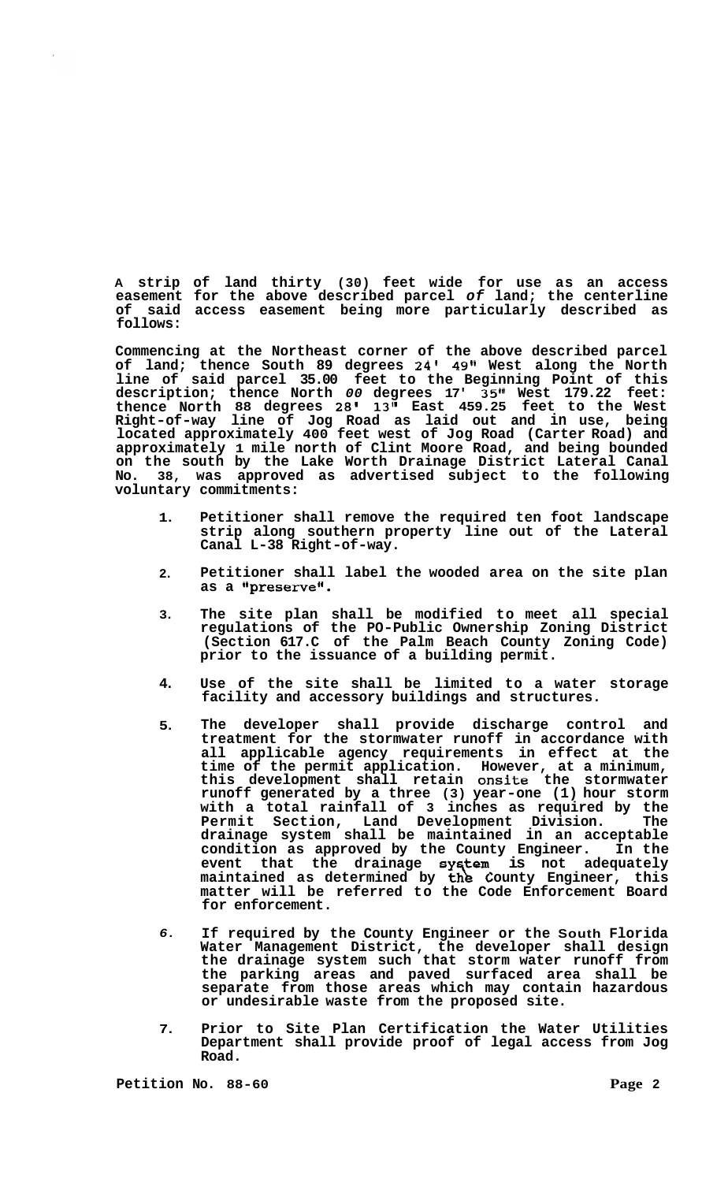**A strip of land thirty (30) feet wide for use as an access easement for the above described parcel of land; the centerline of said access easement being more particularly described as follows:**

**Commencing at the Northeast corner of the above described parcel of land; thence South 89 degrees 24' 49" West along the North line of said parcel 35.00 feet to the Beginning Point of this description; thence North 00 degrees 17' 35" West 179.22 feet: thence North 88 degrees 28' 13" East 459.25 feet to the West Right-of-way line of Jog Road as laid out and in use, being located approximately 400 feet west of Jog Road (Carter Road) and approximately 1 mile north of Clint Moore Road, and being bounded on the south by the Lake Worth Drainage District Lateral Canal No. 38, was approved as advertised subject to the following voluntary commitments:**

1. **Petitioner shall remove the required ten foot landscape strip along southern property line out of the Lateral Canal L-38 Right-of-way.**

2. **Petitioner shall label the wooded area on the site plan as a "preserve".**

3. **The site plan shall be modified to meet all special regulations of the PO-Public Ownership Zoning District (Section 617.C of the Palm Beach County Zoning Code) prior to the issuance of a building permit.**

4. **Use of the site shall be limited to a water storage facility and accessory buildings and structures.**

5. **The developer shall provide discharge control and treatment for the stormwater runoff in accordance with all applicable agency requirements in effect at the time of the permit application. However, at a minimum, this development shall retain onsite the stormwater runoff generated by a three (3) year-one (1) hour storm with a total rainfall of 3 inches as required by the Permit Section, Land Development Division. The drainage system shall be maintained in an acceptable condition as approved by the County Engineer. In the event that the drainage system is not adequately maintained as determined by the County Engineer, this matter will be referred to the Code Enforcement Board for enforcement.**

6. **If required by the County Engineer or the South Florida Water Management District, the developer shall design the drainage system such that storm water runoff from the parking areas and paved surfaced area shall be separate from those areas which may contain hazardous or undesirable waste from the proposed site.**

7. **Prior to Site Plan Certification the Water Utilities Department shall provide proof of legal access from Jog Road.**

**Petition No. 88-60**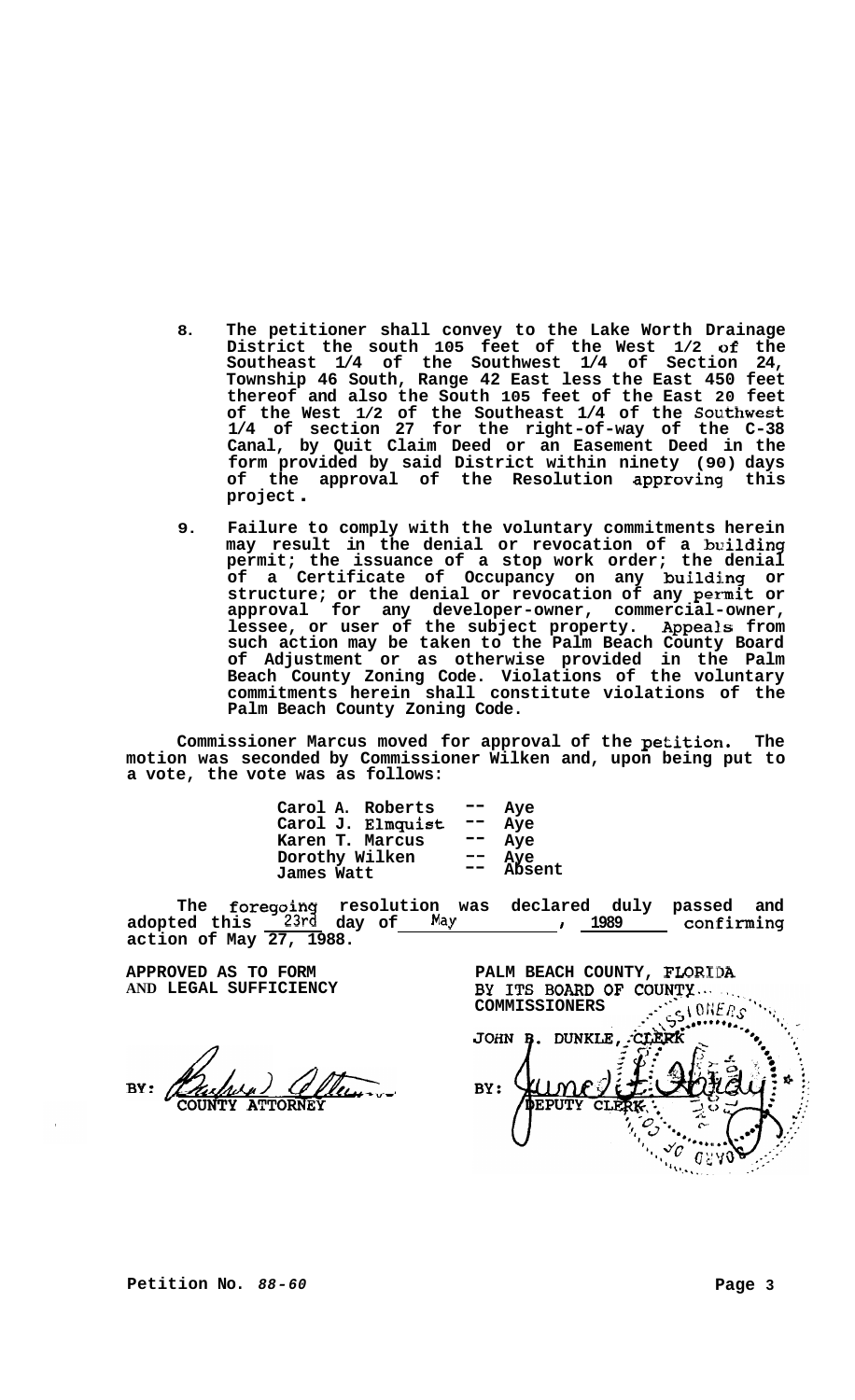8. The petitioner shall convey to the Lake Worth Drainage District the south 105 feet of the West 1/2 of the Southeast 1/4 of the Southwest 1/4 of Section 24, Township 46 South, Range 42 East less the East 450 feet thereof and also the South 105 feet of the East 20 feet of the West 1/2 of the Southeast 1/4 of the Southwest 1/4 of section 27 for the right-of-way of the C-38 Canal, by Quit Claim Deed or an Easement Deed in the form provided by said District within ninety (90) days of the approval of the Resolution approving this project.

9. Failure to comply with the voluntary commitments herein may result in the denial or revocation of a building permit; the issuance of a stop work order; the denial of a Certificate of Occupancy on any building or structure; or the denial or revocation of any permit or approval for any developer-owner, commercial-owner, lessee, or user of the subject property. Appeals from such action may be taken to the Palm Beach County Board of Adjustment or as otherwise provided in the Palm Beach County Zoning Code. Violations of the voluntary commitments herein shall constitute violations of the Palm Beach County Zoning Code.

Commissioner Marcus moved for approval of the petition. The motion was seconded by Commissioner Wilken and, upon being put to a vote, the vote was as follows:

| | | |
|---|---|---|
| Carol A. Roberts | -- | Aye |
| Carol J. Elmquist | -- | Aye |
| Karen T. Marcus | -- | Aye |
| Dorothy Wilken | -- | Aye |
| James Watt | -- | Absent |

The foregoing resolution was declared duly passed and adopted this 23rd day of May, 1989 confirming action of May 27, 1988.

APPROVED AS TO FORM AND LEGAL SUFFICIENCY

BY: COUNTY ATTORNEY

PALM BEACH COUNTY, FLORIDA BY ITS BOARD OF COUNTY COMMISSIONERS

JOHN B. DUNKLE, CLERK

BY: DEPUTY CLERK

Petition No. 88-60